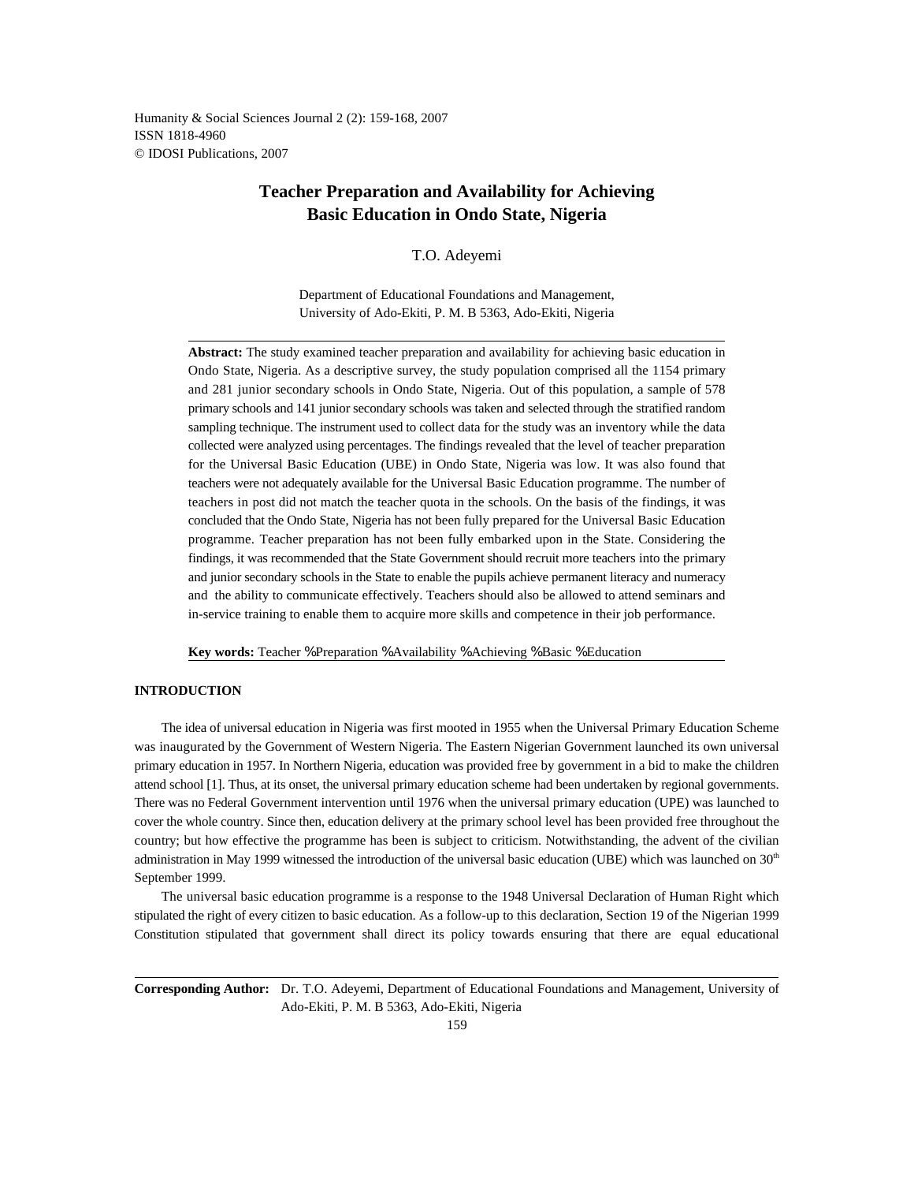# Teacher Preparation and Availability for Achieving Basic Education in Ondo State, Nigeria

T.O. Adeyemi

Department of Educational Foundations and Management,
University of Ado-Ekiti, P. M. B 5363, Ado-Ekiti, Nigeria

**Abstract:** The study examined teacher preparation and availability for achieving basic education in Ondo State, Nigeria. As a descriptive survey, the study population comprised all the 1154 primary and 281 junior secondary schools in Ondo State, Nigeria. Out of this population, a sample of 578 primary schools and 141 junior secondary schools was taken and selected through the stratified random sampling technique. The instrument used to collect data for the study was an inventory while the data collected were analyzed using percentages. The findings revealed that the level of teacher preparation for the Universal Basic Education (UBE) in Ondo State, Nigeria was low. It was also found that teachers were not adequately available for the Universal Basic Education programme. The number of teachers in post did not match the teacher quota in the schools. On the basis of the findings, it was concluded that the Ondo State, Nigeria has not been fully prepared for the Universal Basic Education programme. Teacher preparation has not been fully embarked upon in the State. Considering the findings, it was recommended that the State Government should recruit more teachers into the primary and junior secondary schools in the State to enable the pupils achieve permanent literacy and numeracy and the ability to communicate effectively. Teachers should also be allowed to attend seminars and in-service training to enable them to acquire more skills and competence in their job performance.

**Key words:** Teacher %Preparation %Availability %Achieving %Basic %Education

## INTRODUCTION

The idea of universal education in Nigeria was first mooted in 1955 when the Universal Primary Education Scheme was inaugurated by the Government of Western Nigeria. The Eastern Nigerian Government launched its own universal primary education in 1957. In Northern Nigeria, education was provided free by government in a bid to make the children attend school [1]. Thus, at its onset, the universal primary education scheme had been undertaken by regional governments. There was no Federal Government intervention until 1976 when the universal primary education (UPE) was launched to cover the whole country. Since then, education delivery at the primary school level has been provided free throughout the country; but how effective the programme has been is subject to criticism. Notwithstanding, the advent of the civilian administration in May 1999 witnessed the introduction of the universal basic education (UBE) which was launched on 30th September 1999.

The universal basic education programme is a response to the 1948 Universal Declaration of Human Right which stipulated the right of every citizen to basic education. As a follow-up to this declaration, Section 19 of the Nigerian 1999 Constitution stipulated that government shall direct its policy towards ensuring that there are equal educational

**Corresponding Author:** Dr. T.O. Adeyemi, Department of Educational Foundations and Management, University of Ado-Ekiti, P. M. B 5363, Ado-Ekiti, Nigeria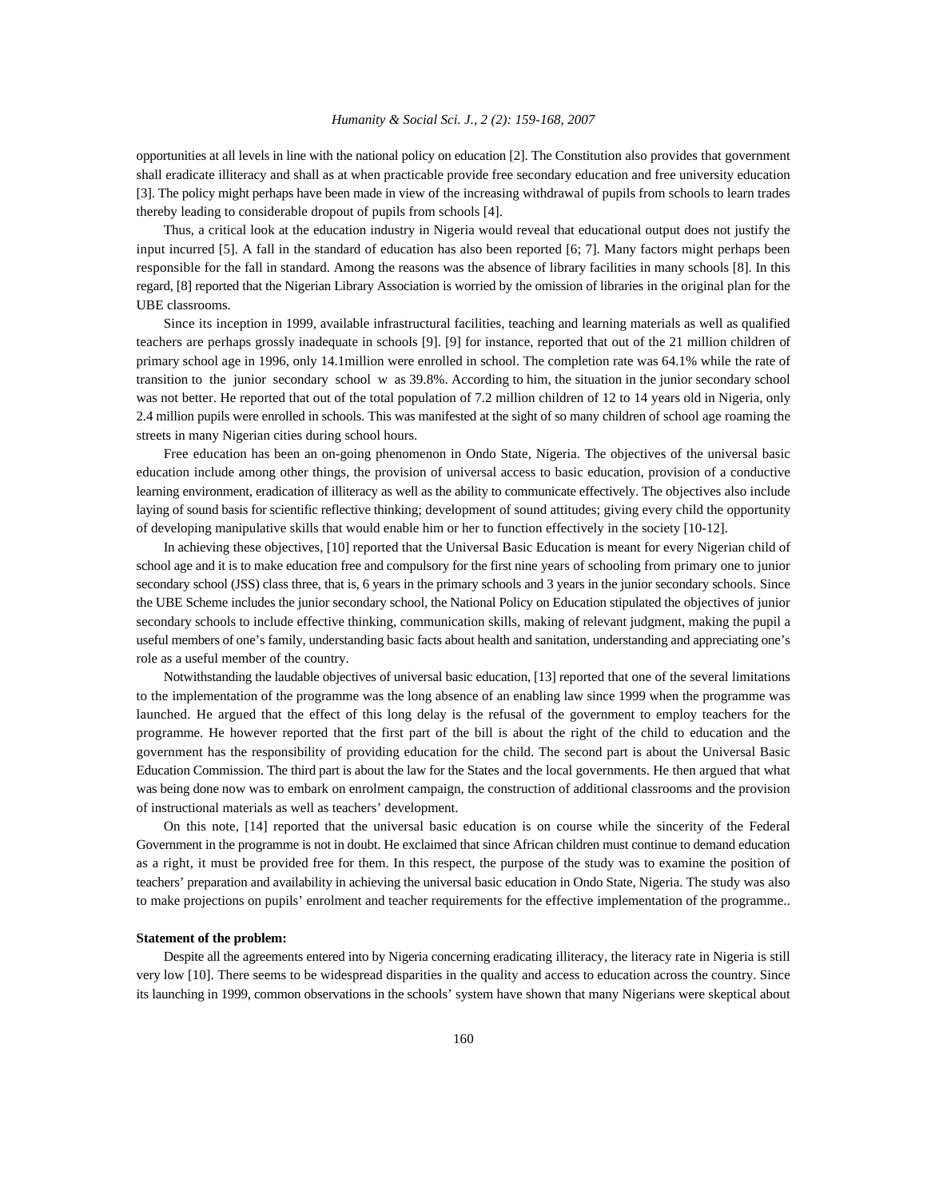opportunities at all levels in line with the national policy on education [2]. The Constitution also provides that government shall eradicate illiteracy and shall as at when practicable provide free secondary education and free university education [3]. The policy might perhaps have been made in view of the increasing withdrawal of pupils from schools to learn trades thereby leading to considerable dropout of pupils from schools [4].

Thus, a critical look at the education industry in Nigeria would reveal that educational output does not justify the input incurred [5]. A fall in the standard of education has also been reported [6; 7]. Many factors might perhaps been responsible for the fall in standard. Among the reasons was the absence of library facilities in many schools [8]. In this regard, [8] reported that the Nigerian Library Association is worried by the omission of libraries in the original plan for the UBE classrooms.

Since its inception in 1999, available infrastructural facilities, teaching and learning materials as well as qualified teachers are perhaps grossly inadequate in schools [9]. [9] for instance, reported that out of the 21 million children of primary school age in 1996, only 14.1million were enrolled in school. The completion rate was 64.1% while the rate of transition to the junior secondary school w as 39.8%. According to him, the situation in the junior secondary school was not better. He reported that out of the total population of 7.2 million children of 12 to 14 years old in Nigeria, only 2.4 million pupils were enrolled in schools. This was manifested at the sight of so many children of school age roaming the streets in many Nigerian cities during school hours.

Free education has been an on-going phenomenon in Ondo State, Nigeria. The objectives of the universal basic education include among other things, the provision of universal access to basic education, provision of a conductive learning environment, eradication of illiteracy as well as the ability to communicate effectively. The objectives also include laying of sound basis for scientific reflective thinking; development of sound attitudes; giving every child the opportunity of developing manipulative skills that would enable him or her to function effectively in the society [10-12].

In achieving these objectives, [10] reported that the Universal Basic Education is meant for every Nigerian child of school age and it is to make education free and compulsory for the first nine years of schooling from primary one to junior secondary school (JSS) class three, that is, 6 years in the primary schools and 3 years in the junior secondary schools. Since the UBE Scheme includes the junior secondary school, the National Policy on Education stipulated the objectives of junior secondary schools to include effective thinking, communication skills, making of relevant judgment, making the pupil a useful members of one's family, understanding basic facts about health and sanitation, understanding and appreciating one's role as a useful member of the country.

Notwithstanding the laudable objectives of universal basic education, [13] reported that one of the several limitations to the implementation of the programme was the long absence of an enabling law since 1999 when the programme was launched. He argued that the effect of this long delay is the refusal of the government to employ teachers for the programme. He however reported that the first part of the bill is about the right of the child to education and the government has the responsibility of providing education for the child. The second part is about the Universal Basic Education Commission. The third part is about the law for the States and the local governments. He then argued that what was being done now was to embark on enrolment campaign, the construction of additional classrooms and the provision of instructional materials as well as teachers' development.

On this note, [14] reported that the universal basic education is on course while the sincerity of the Federal Government in the programme is not in doubt. He exclaimed that since African children must continue to demand education as a right, it must be provided free for them. In this respect, the purpose of the study was to examine the position of teachers' preparation and availability in achieving the universal basic education in Ondo State, Nigeria. The study was also to make projections on pupils' enrolment and teacher requirements for the effective implementation of the programme..

**Statement of the problem:**

Despite all the agreements entered into by Nigeria concerning eradicating illiteracy, the literacy rate in Nigeria is still very low [10]. There seems to be widespread disparities in the quality and access to education across the country. Since its launching in 1999, common observations in the schools' system have shown that many Nigerians were skeptical about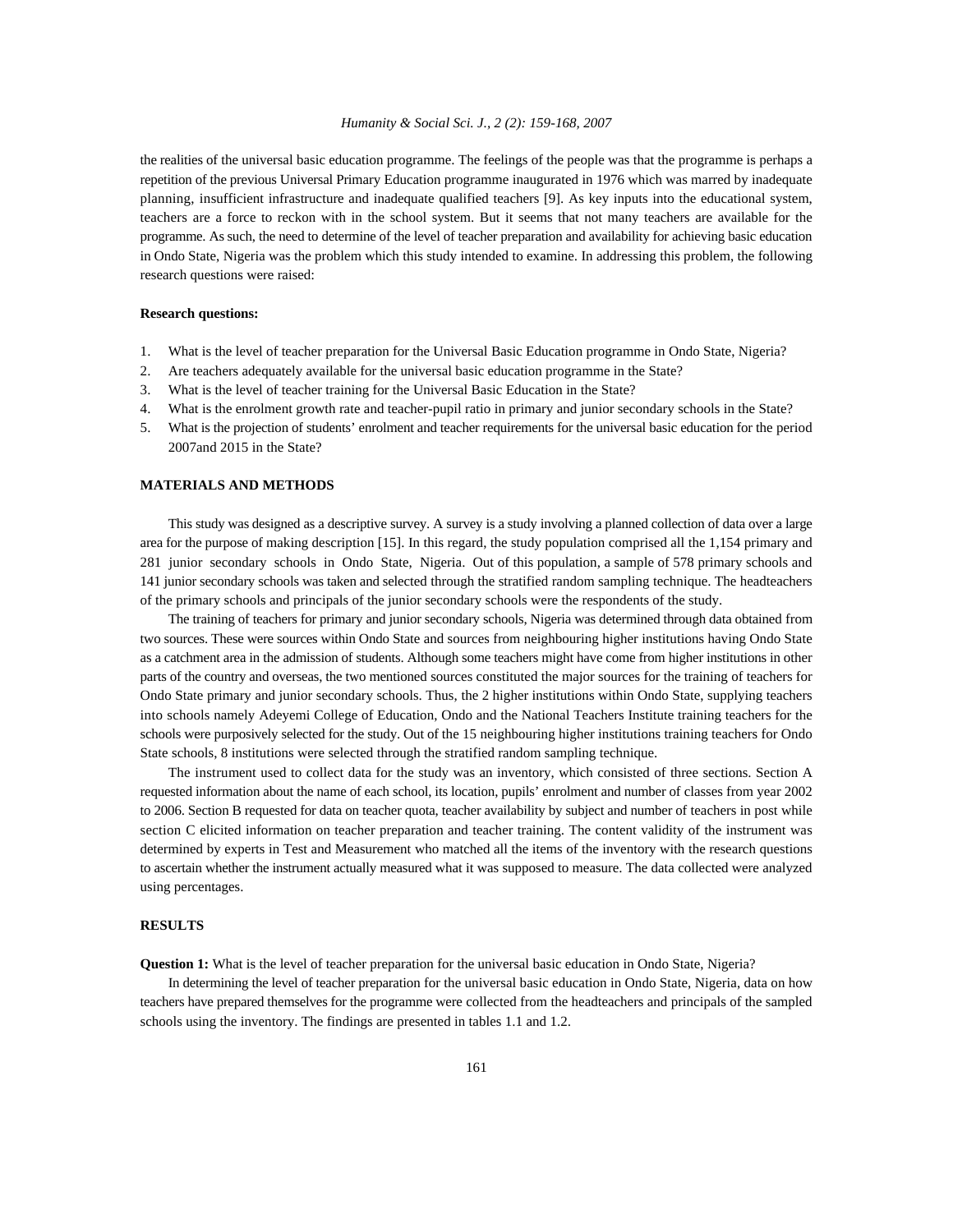the realities of the universal basic education programme. The feelings of the people was that the programme is perhaps a repetition of the previous Universal Primary Education programme inaugurated in 1976 which was marred by inadequate planning, insufficient infrastructure and inadequate qualified teachers [9]. As key inputs into the educational system, teachers are a force to reckon with in the school system. But it seems that not many teachers are available for the programme. As such, the need to determine of the level of teacher preparation and availability for achieving basic education in Ondo State, Nigeria was the problem which this study intended to examine. In addressing this problem, the following research questions were raised:

**Research questions:**

1. What is the level of teacher preparation for the Universal Basic Education programme in Ondo State, Nigeria?
2. Are teachers adequately available for the universal basic education programme in the State?
3. What is the level of teacher training for the Universal Basic Education in the State?
4. What is the enrolment growth rate and teacher-pupil ratio in primary and junior secondary schools in the State?
5. What is the projection of students' enrolment and teacher requirements for the universal basic education for the period 2007and 2015 in the State?

## MATERIALS AND METHODS

This study was designed as a descriptive survey. A survey is a study involving a planned collection of data over a large area for the purpose of making description [15]. In this regard, the study population comprised all the 1,154 primary and 281 junior secondary schools in Ondo State, Nigeria. Out of this population, a sample of 578 primary schools and 141 junior secondary schools was taken and selected through the stratified random sampling technique. The headteachers of the primary schools and principals of the junior secondary schools were the respondents of the study.

The training of teachers for primary and junior secondary schools, Nigeria was determined through data obtained from two sources. These were sources within Ondo State and sources from neighbouring higher institutions having Ondo State as a catchment area in the admission of students. Although some teachers might have come from higher institutions in other parts of the country and overseas, the two mentioned sources constituted the major sources for the training of teachers for Ondo State primary and junior secondary schools. Thus, the 2 higher institutions within Ondo State, supplying teachers into schools namely Adeyemi College of Education, Ondo and the National Teachers Institute training teachers for the schools were purposively selected for the study. Out of the 15 neighbouring higher institutions training teachers for Ondo State schools, 8 institutions were selected through the stratified random sampling technique.

The instrument used to collect data for the study was an inventory, which consisted of three sections. Section A requested information about the name of each school, its location, pupils' enrolment and number of classes from year 2002 to 2006. Section B requested for data on teacher quota, teacher availability by subject and number of teachers in post while section C elicited information on teacher preparation and teacher training. The content validity of the instrument was determined by experts in Test and Measurement who matched all the items of the inventory with the research questions to ascertain whether the instrument actually measured what it was supposed to measure. The data collected were analyzed using percentages.

## RESULTS

**Question 1:** What is the level of teacher preparation for the universal basic education in Ondo State, Nigeria?

In determining the level of teacher preparation for the universal basic education in Ondo State, Nigeria, data on how teachers have prepared themselves for the programme were collected from the headteachers and principals of the sampled schools using the inventory. The findings are presented in tables 1.1 and 1.2.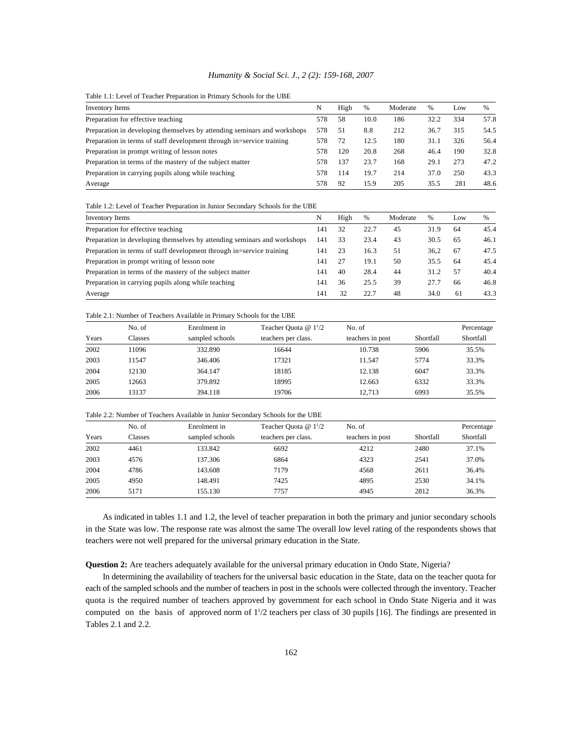Table 1.1: Level of Teacher Preparation in Primary Schools for the UBE

| Inventory Items | N | High | % | Moderate | % | Low | % |
|---|---|---|---|---|---|---|---|
| Preparation for effective teaching | 578 | 58 | 10.0 | 186 | 32.2 | 334 | 57.8 |
| Preparation in developing themselves by attending seminars and workshops | 578 | 51 | 8.8 | 212 | 36.7 | 315 | 54.5 |
| Preparation in terms of staff development through in=service training | 578 | 72 | 12.5 | 180 | 31.1 | 326 | 56.4 |
| Preparation in prompt writing of lesson notes | 578 | 120 | 20.8 | 268 | 46.4 | 190 | 32.8 |
| Preparation in terms of the mastery of the subject matter | 578 | 137 | 23.7 | 168 | 29.1 | 273 | 47.2 |
| Preparation in carrying pupils along while teaching | 578 | 114 | 19.7 | 214 | 37.0 | 250 | 43.3 |
| Average | 578 | 92 | 15.9 | 205 | 35.5 | 281 | 48.6 |

Table 1.2: Level of Teacher Preparation in Junior Secondary Schools for the UBE

| Inventory Items | N | High | % | Moderate | % | Low | % |
|---|---|---|---|---|---|---|---|
| Preparation for effective teaching | 141 | 32 | 22.7 | 45 | 31.9 | 64 | 45.4 |
| Preparation in developing themselves by attending seminars and workshops | 141 | 33 | 23.4 | 43 | 30.5 | 65 | 46.1 |
| Preparation in terms of staff development through in=service training | 141 | 23 | 16.3 | 51 | 36,2 | 67 | 47.5 |
| Preparation in prompt writing of lesson note | 141 | 27 | 19.1 | 50 | 35.5 | 64 | 45.4 |
| Preparation in terms of the mastery of the subject matter | 141 | 40 | 28.4 | 44 | 31.2 | 57 | 40.4 |
| Preparation in carrying pupils along while teaching | 141 | 36 | 25.5 | 39 | 27.7 | 66 | 46.8 |
| Average | 141 | 32 | 22.7 | 48 | 34.0 | 61 | 43.3 |

Table 2.1: Number of Teachers Available in Primary Schools for the UBE

| Years | No. of Classes | Enrolment in sampled schools | Teacher Quota @ $1^1/2$ teachers per class. | No. of teachers in post | Shortfall | Percentage Shortfall |
|---|---|---|---|---|---|---|
| 2002 | 11096 | 332.890 | 16644 | 10.738 | 5906 | 35.5% |
| 2003 | 11547 | 346.406 | 17321 | 11.547 | 5774 | 33.3% |
| 2004 | 12130 | 364.147 | 18185 | 12.138 | 6047 | 33.3% |
| 2005 | 12663 | 379.892 | 18995 | 12.663 | 6332 | 33.3% |
| 2006 | 13137 | 394.118 | 19706 | 12,713 | 6993 | 35.5% |

Table 2.2: Number of Teachers Available in Junior Secondary Schools for the UBE

| Years | No. of Classes | Enrolment in sampled schools | Teacher Quota @ $1^1/2$ teachers per class. | No. of teachers in post | Shortfall | Percentage Shortfall |
|---|---|---|---|---|---|---|
| 2002 | 4461 | 133.842 | 6692 | 4212 | 2480 | 37.1% |
| 2003 | 4576 | 137.306 | 6864 | 4323 | 2541 | 37.0% |
| 2004 | 4786 | 143.608 | 7179 | 4568 | 2611 | 36.4% |
| 2005 | 4950 | 148.491 | 7425 | 4895 | 2530 | 34.1% |
| 2006 | 5171 | 155.130 | 7757 | 4945 | 2812 | 36.3% |

As indicated in tables 1.1 and 1.2, the level of teacher preparation in both the primary and junior secondary schools in the State was low. The response rate was almost the same The overall low level rating of the respondents shows that teachers were not well prepared for the universal primary education in the State.

**Question 2:** Are teachers adequately available for the universal primary education in Ondo State, Nigeria?

In determining the availability of teachers for the universal basic education in the State, data on the teacher quota for each of the sampled schools and the number of teachers in post in the schools were collected through the inventory. Teacher quota is the required number of teachers approved by government for each school in Ondo State Nigeria and it was computed on the basis of approved norm of $1^1/2$ teachers per class of 30 pupils [16]. The findings are presented in Tables 2.1 and 2.2.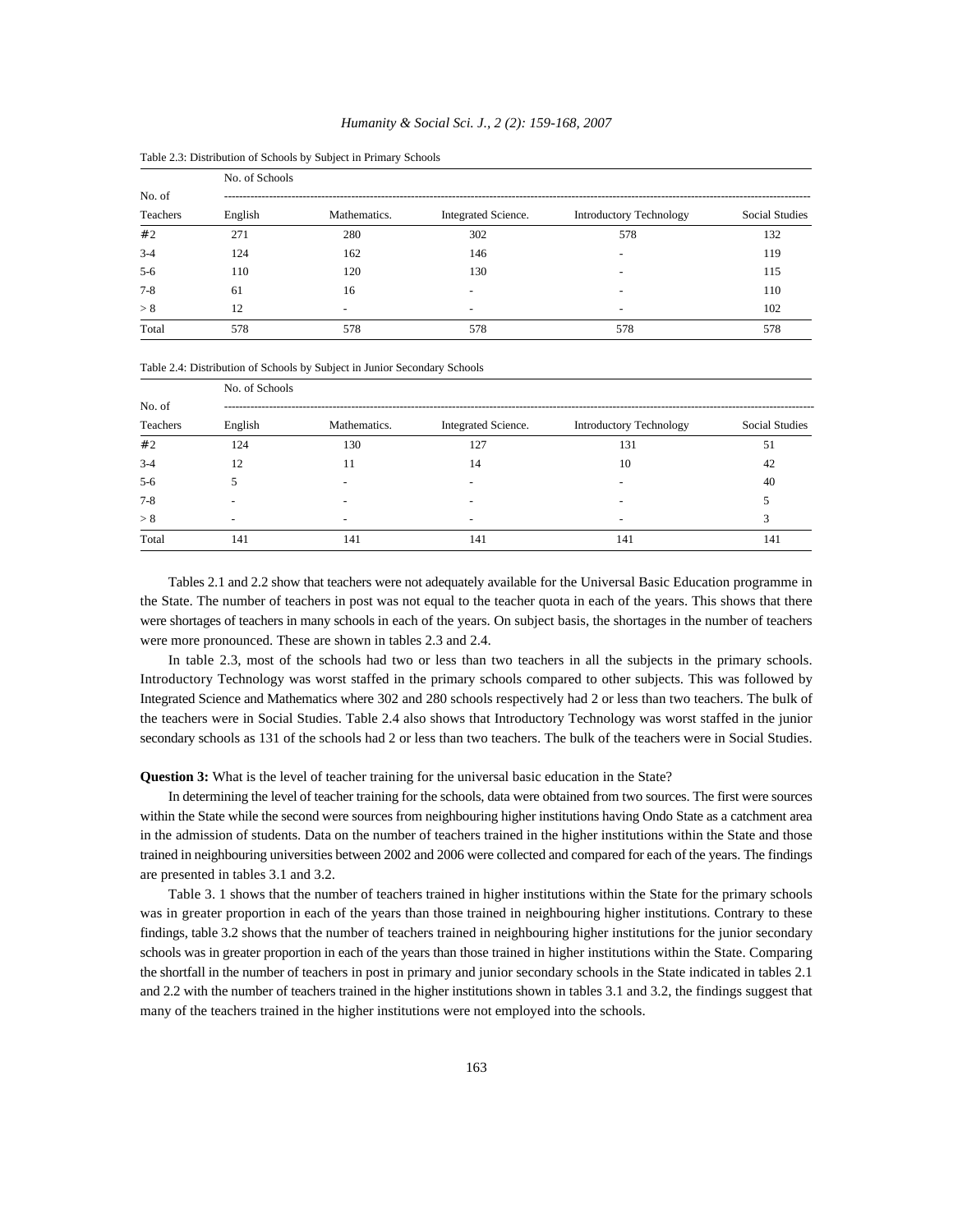Table 2.3: Distribution of Schools by Subject in Primary Schools

| No. of Teachers | No. of Schools | | | | |
|---|---|---|---|---|---|
| | English | Mathematics. | Integrated Science. | Introductory Technology | Social Studies |
| #2 | 271 | 280 | 302 | 578 | 132 |
| 3-4 | 124 | 162 | 146 | - | 119 |
| 5-6 | 110 | 120 | 130 | - | 115 |
| 7-8 | 61 | 16 | - | - | 110 |
| > 8 | 12 | - | - | - | 102 |
| Total | 578 | 578 | 578 | 578 | 578 |

Table 2.4: Distribution of Schools by Subject in Junior Secondary Schools

| No. of Teachers | No. of Schools | | | | |
|---|---|---|---|---|---|
| | English | Mathematics. | Integrated Science. | Introductory Technology | Social Studies |
| #2 | 124 | 130 | 127 | 131 | 51 |
| 3-4 | 12 | 11 | 14 | 10 | 42 |
| 5-6 | 5 | - | - | - | 40 |
| 7-8 | - | - | - | - | 5 |
| > 8 | - | - | - | - | 3 |
| Total | 141 | 141 | 141 | 141 | 141 |

Tables 2.1 and 2.2 show that teachers were not adequately available for the Universal Basic Education programme in the State. The number of teachers in post was not equal to the teacher quota in each of the years. This shows that there were shortages of teachers in many schools in each of the years. On subject basis, the shortages in the number of teachers were more pronounced. These are shown in tables 2.3 and 2.4.

In table 2.3, most of the schools had two or less than two teachers in all the subjects in the primary schools. Introductory Technology was worst staffed in the primary schools compared to other subjects. This was followed by Integrated Science and Mathematics where 302 and 280 schools respectively had 2 or less than two teachers. The bulk of the teachers were in Social Studies. Table 2.4 also shows that Introductory Technology was worst staffed in the junior secondary schools as 131 of the schools had 2 or less than two teachers. The bulk of the teachers were in Social Studies.

**Question 3:** What is the level of teacher training for the universal basic education in the State?

In determining the level of teacher training for the schools, data were obtained from two sources. The first were sources within the State while the second were sources from neighbouring higher institutions having Ondo State as a catchment area in the admission of students. Data on the number of teachers trained in the higher institutions within the State and those trained in neighbouring universities between 2002 and 2006 were collected and compared for each of the years. The findings are presented in tables 3.1 and 3.2.

Table 3. 1 shows that the number of teachers trained in higher institutions within the State for the primary schools was in greater proportion in each of the years than those trained in neighbouring higher institutions. Contrary to these findings, table 3.2 shows that the number of teachers trained in neighbouring higher institutions for the junior secondary schools was in greater proportion in each of the years than those trained in higher institutions within the State. Comparing the shortfall in the number of teachers in post in primary and junior secondary schools in the State indicated in tables 2.1 and 2.2 with the number of teachers trained in the higher institutions shown in tables 3.1 and 3.2, the findings suggest that many of the teachers trained in the higher institutions were not employed into the schools.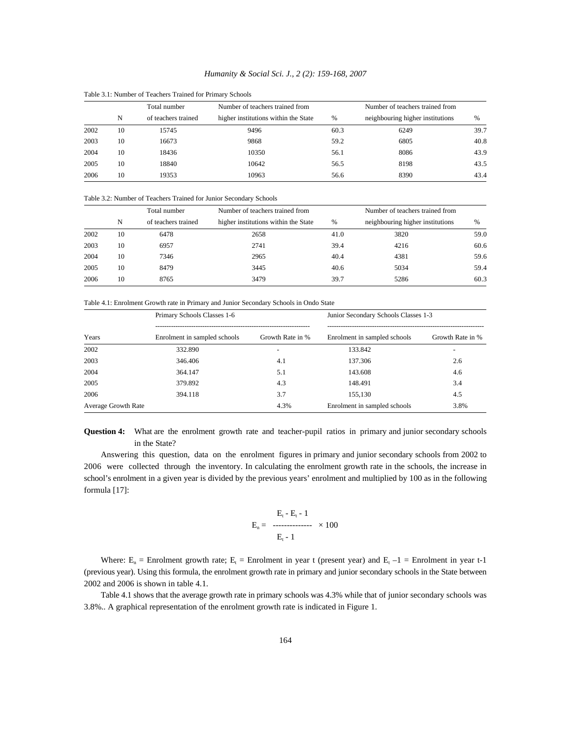Table 3.1: Number of Teachers Trained for Primary Schools

| | N | Total number of teachers trained | Number of teachers trained from higher institutions within the State | % | Number of teachers trained from neighbouring higher institutions | % |
|---|---|---|---|---|---|---|
| 2002 | 10 | 15745 | 9496 | 60.3 | 6249 | 39.7 |
| 2003 | 10 | 16673 | 9868 | 59.2 | 6805 | 40.8 |
| 2004 | 10 | 18436 | 10350 | 56.1 | 8086 | 43.9 |
| 2005 | 10 | 18840 | 10642 | 56.5 | 8198 | 43.5 |
| 2006 | 10 | 19353 | 10963 | 56.6 | 8390 | 43.4 |

Table 3.2: Number of Teachers Trained for Junior Secondary Schools

| | N | Total number of teachers trained | Number of teachers trained from higher institutions within the State | % | Number of teachers trained from neighbouring higher institutions | % |
|---|---|---|---|---|---|---|
| 2002 | 10 | 6478 | 2658 | 41.0 | 3820 | 59.0 |
| 2003 | 10 | 6957 | 2741 | 39.4 | 4216 | 60.6 |
| 2004 | 10 | 7346 | 2965 | 40.4 | 4381 | 59.6 |
| 2005 | 10 | 8479 | 3445 | 40.6 | 5034 | 59.4 |
| 2006 | 10 | 8765 | 3479 | 39.7 | 5286 | 60.3 |

Table 4.1: Enrolment Growth rate in Primary and Junior Secondary Schools in Ondo State

| | Primary Schools Classes 1-6 | | Junior Secondary Schools Classes 1-3 | |
|---|---|---|---|---|
| Years | Enrolment in sampled schools | Growth Rate in % | Enrolment in sampled schools | Growth Rate in % |
| 2002 | 332.890 | - | 133.842 | - |
| 2003 | 346.406 | 4.1 | 137.306 | 2.6 |
| 2004 | 364.147 | 5.1 | 143.608 | 4.6 |
| 2005 | 379.892 | 4.3 | 148.491 | 3.4 |
| 2006 | 394.118 | 3.7 | 155,130 | 4.5 |
| Average Growth Rate | | 4.3% | Enrolment in sampled schools | 3.8% |

**Question 4:** What are the enrolment growth rate and teacher-pupil ratios in primary and junior secondary schools in the State?

Answering this question, data on the enrolment figures in primary and junior secondary schools from 2002 to 2006 were collected through the inventory. In calculating the enrolment growth rate in the schools, the increase in school's enrolment in a given year is divided by the previous years' enrolment and multiplied by 100 as in the following formula [17]:

$$E_n = \frac{E_t - E_t - 1}{E_t - 1} \times 100$$

Where: $E_n$ = Enrolment growth rate; $E_t$ = Enrolment in year t (present year) and $E_t - 1$ = Enrolment in year t-1 (previous year). Using this formula, the enrolment growth rate in primary and junior secondary schools in the State between 2002 and 2006 is shown in table 4.1.

Table 4.1 shows that the average growth rate in primary schools was 4.3% while that of junior secondary schools was 3.8%.. A graphical representation of the enrolment growth rate is indicated in Figure 1.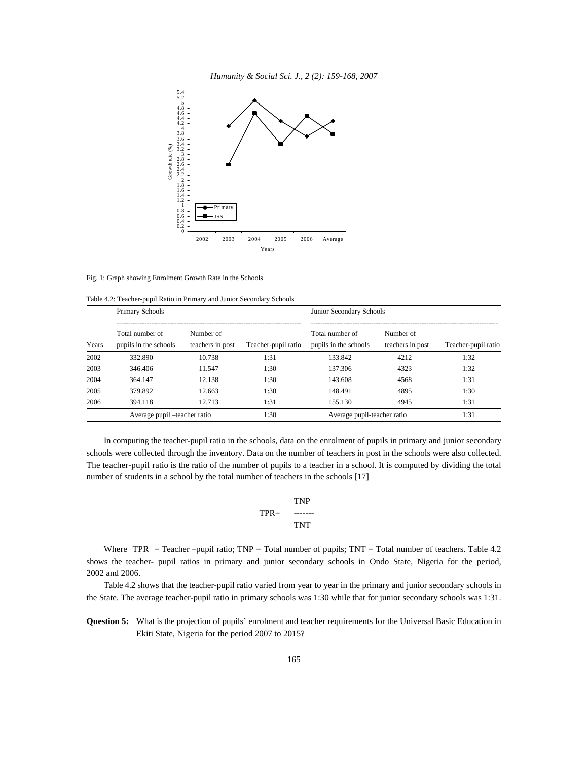Fig. 1: Graph showing Enrolment Growth Rate in the Schools

Table 4.2: Teacher-pupil Ratio in Primary and Junior Secondary Schools

| | Primary Schools | | | Junior Secondary Schools | | |
|---|---|---|---|---|---|---|
| Years | Total number of pupils in the schools | Number of teachers in post | Teacher-pupil ratio | Total number of pupils in the schools | Number of teachers in post | Teacher-pupil ratio |
| 2002 | 332.890 | 10.738 | 1:31 | 133.842 | 4212 | 1:32 |
| 2003 | 346.406 | 11.547 | 1:30 | 137.306 | 4323 | 1:32 |
| 2004 | 364.147 | 12.138 | 1:30 | 143.608 | 4568 | 1:31 |
| 2005 | 379.892 | 12.663 | 1:30 | 148.491 | 4895 | 1:30 |
| 2006 | 394.118 | 12.713 | 1:31 | 155.130 | 4945 | 1:31 |
| | Average pupil –teacher ratio | | 1:30 | Average pupil-teacher ratio | | 1:31 |

In computing the teacher-pupil ratio in the schools, data on the enrolment of pupils in primary and junior secondary schools were collected through the inventory. Data on the number of teachers in post in the schools were also collected. The teacher-pupil ratio is the ratio of the number of pupils to a teacher in a school. It is computed by dividing the total number of students in a school by the total number of teachers in the schools [17]

$$TPR = \frac{TNP}{TNT}$$

Where TPR = Teacher –pupil ratio; TNP = Total number of pupils; TNT = Total number of teachers. Table 4.2 shows the teacher- pupil ratios in primary and junior secondary schools in Ondo State, Nigeria for the period, 2002 and 2006.

Table 4.2 shows that the teacher-pupil ratio varied from year to year in the primary and junior secondary schools in the State. The average teacher-pupil ratio in primary schools was 1:30 while that for junior secondary schools was 1:31.

**Question 5:** What is the projection of pupils' enrolment and teacher requirements for the Universal Basic Education in Ekiti State, Nigeria for the period 2007 to 2015?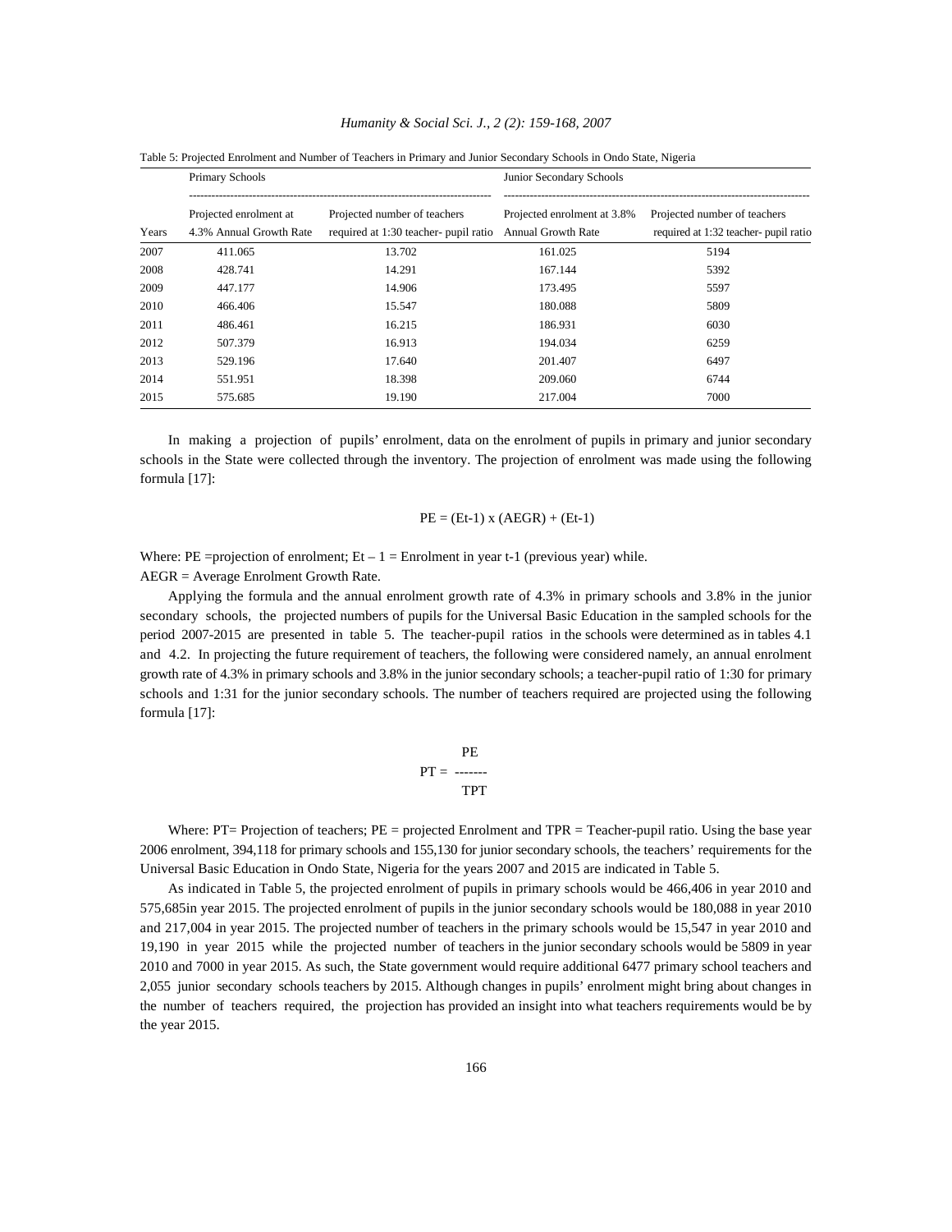Table 5: Projected Enrolment and Number of Teachers in Primary and Junior Secondary Schools in Ondo State, Nigeria

| | Primary Schools | | Junior Secondary Schools | |
|---|---|---|---|---|
| Years | Projected enrolment at 4.3% Annual Growth Rate | Projected number of teachers required at 1:30 teacher- pupil ratio | Projected enrolment at 3.8% Annual Growth Rate | Projected number of teachers required at 1:32 teacher- pupil ratio |
| 2007 | 411.065 | 13.702 | 161.025 | 5194 |
| 2008 | 428.741 | 14.291 | 167.144 | 5392 |
| 2009 | 447.177 | 14.906 | 173.495 | 5597 |
| 2010 | 466.406 | 15.547 | 180.088 | 5809 |
| 2011 | 486.461 | 16.215 | 186.931 | 6030 |
| 2012 | 507.379 | 16.913 | 194.034 | 6259 |
| 2013 | 529.196 | 17.640 | 201.407 | 6497 |
| 2014 | 551.951 | 18.398 | 209.060 | 6744 |
| 2015 | 575.685 | 19.190 | 217.004 | 7000 |

In making a projection of pupils' enrolment, data on the enrolment of pupils in primary and junior secondary schools in the State were collected through the inventory. The projection of enrolment was made using the following formula [17]:

$$PE = (Et-1) \times (AEGR) + (Et-1)$$

Where: PE =projection of enrolment; Et – 1 = Enrolment in year t-1 (previous year) while.
AEGR = Average Enrolment Growth Rate.

Applying the formula and the annual enrolment growth rate of 4.3% in primary schools and 3.8% in the junior secondary schools, the projected numbers of pupils for the Universal Basic Education in the sampled schools for the period 2007-2015 are presented in table 5. The teacher-pupil ratios in the schools were determined as in tables 4.1 and 4.2. In projecting the future requirement of teachers, the following were considered namely, an annual enrolment growth rate of 4.3% in primary schools and 3.8% in the junior secondary schools; a teacher-pupil ratio of 1:30 for primary schools and 1:31 for the junior secondary schools. The number of teachers required are projected using the following formula [17]:

$$PT = \frac{PE}{TPT}$$

Where: PT= Projection of teachers; PE = projected Enrolment and TPR = Teacher-pupil ratio. Using the base year 2006 enrolment, 394,118 for primary schools and 155,130 for junior secondary schools, the teachers' requirements for the Universal Basic Education in Ondo State, Nigeria for the years 2007 and 2015 are indicated in Table 5.

As indicated in Table 5, the projected enrolment of pupils in primary schools would be 466,406 in year 2010 and 575,685in year 2015. The projected enrolment of pupils in the junior secondary schools would be 180,088 in year 2010 and 217,004 in year 2015. The projected number of teachers in the primary schools would be 15,547 in year 2010 and 19,190 in year 2015 while the projected number of teachers in the junior secondary schools would be 5809 in year 2010 and 7000 in year 2015. As such, the State government would require additional 6477 primary school teachers and 2,055 junior secondary schools teachers by 2015. Although changes in pupils' enrolment might bring about changes in the number of teachers required, the projection has provided an insight into what teachers requirements would be by the year 2015.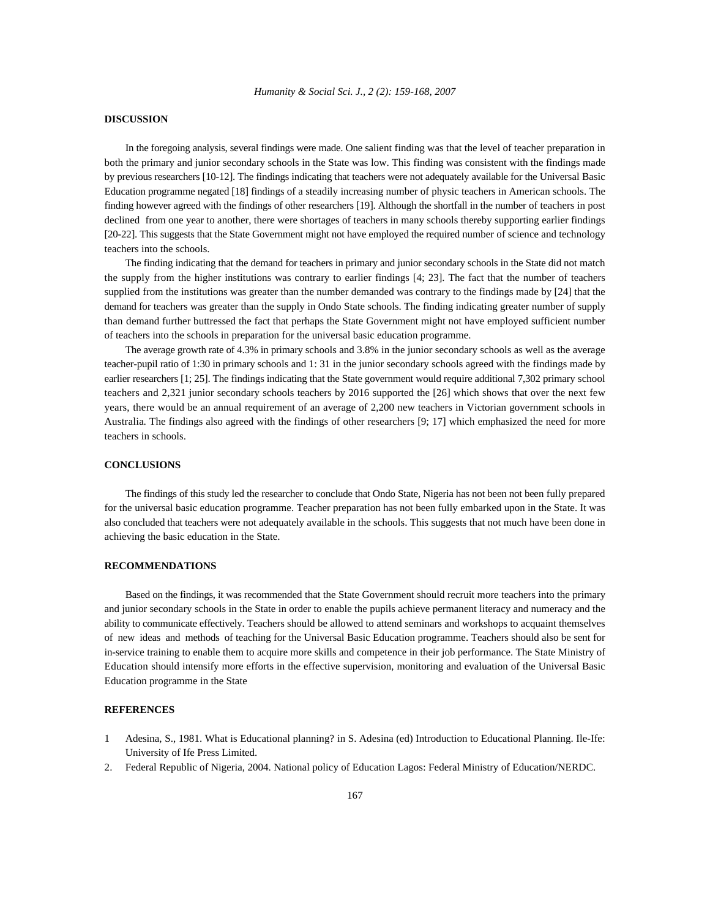## DISCUSSION

In the foregoing analysis, several findings were made. One salient finding was that the level of teacher preparation in both the primary and junior secondary schools in the State was low. This finding was consistent with the findings made by previous researchers [10-12]. The findings indicating that teachers were not adequately available for the Universal Basic Education programme negated [18] findings of a steadily increasing number of physic teachers in American schools. The finding however agreed with the findings of other researchers [19]. Although the shortfall in the number of teachers in post declined from one year to another, there were shortages of teachers in many schools thereby supporting earlier findings [20-22]. This suggests that the State Government might not have employed the required number of science and technology teachers into the schools.

The finding indicating that the demand for teachers in primary and junior secondary schools in the State did not match the supply from the higher institutions was contrary to earlier findings [4; 23]. The fact that the number of teachers supplied from the institutions was greater than the number demanded was contrary to the findings made by [24] that the demand for teachers was greater than the supply in Ondo State schools. The finding indicating greater number of supply than demand further buttressed the fact that perhaps the State Government might not have employed sufficient number of teachers into the schools in preparation for the universal basic education programme.

The average growth rate of 4.3% in primary schools and 3.8% in the junior secondary schools as well as the average teacher-pupil ratio of 1:30 in primary schools and 1: 31 in the junior secondary schools agreed with the findings made by earlier researchers [1; 25]. The findings indicating that the State government would require additional 7,302 primary school teachers and 2,321 junior secondary schools teachers by 2016 supported the [26] which shows that over the next few years, there would be an annual requirement of an average of 2,200 new teachers in Victorian government schools in Australia. The findings also agreed with the findings of other researchers [9; 17] which emphasized the need for more teachers in schools.

## CONCLUSIONS

The findings of this study led the researcher to conclude that Ondo State, Nigeria has not been not been fully prepared for the universal basic education programme. Teacher preparation has not been fully embarked upon in the State. It was also concluded that teachers were not adequately available in the schools. This suggests that not much have been done in achieving the basic education in the State.

## RECOMMENDATIONS

Based on the findings, it was recommended that the State Government should recruit more teachers into the primary and junior secondary schools in the State in order to enable the pupils achieve permanent literacy and numeracy and the ability to communicate effectively. Teachers should be allowed to attend seminars and workshops to acquaint themselves of new ideas and methods of teaching for the Universal Basic Education programme. Teachers should also be sent for in-service training to enable them to acquire more skills and competence in their job performance. The State Ministry of Education should intensify more efforts in the effective supervision, monitoring and evaluation of the Universal Basic Education programme in the State

## REFERENCES

1. Adesina, S., 1981. What is Educational planning? in S. Adesina (ed) Introduction to Educational Planning. Ile-Ife: University of Ife Press Limited.
2. Federal Republic of Nigeria, 2004. National policy of Education Lagos: Federal Ministry of Education/NERDC.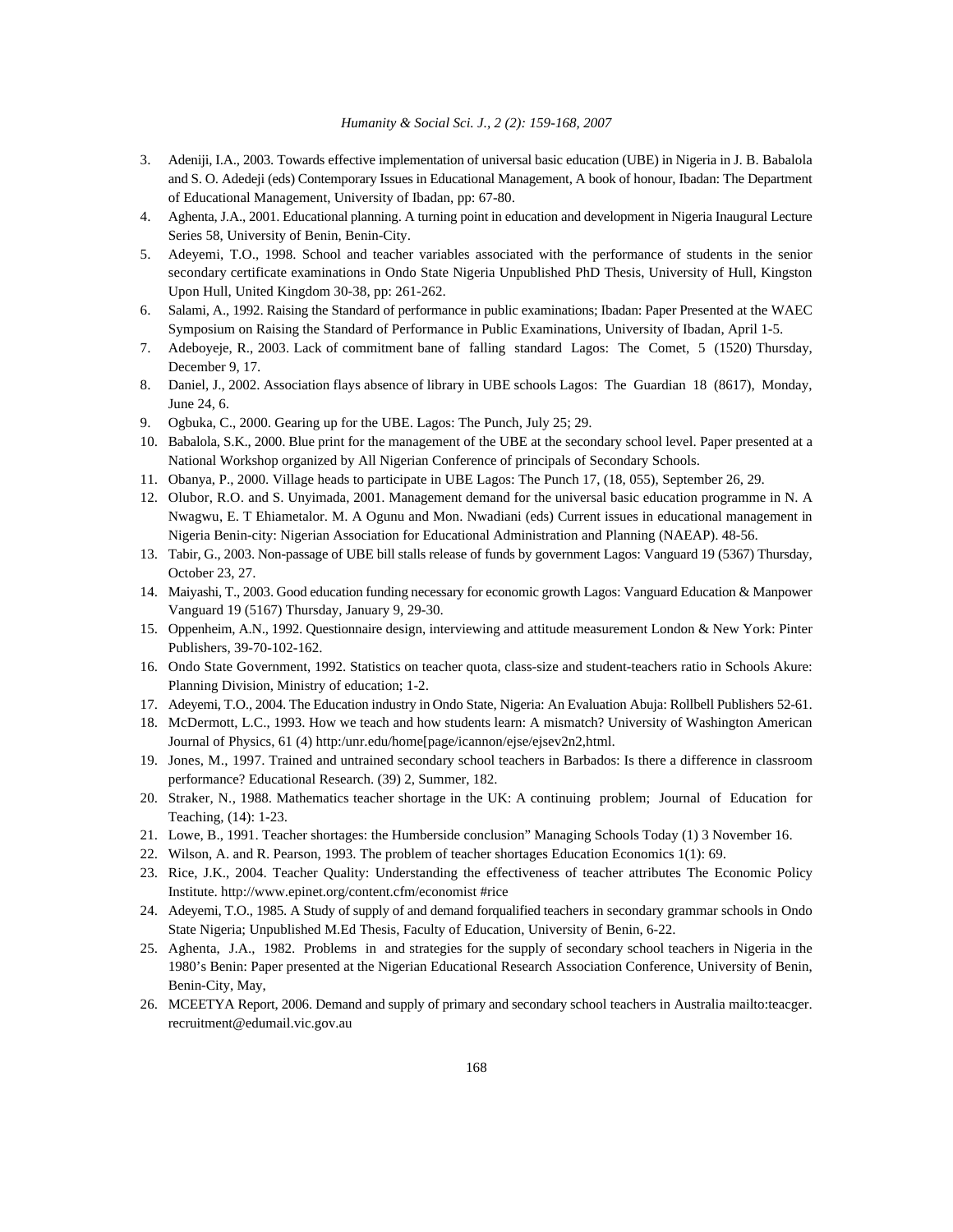3. Adeniji, I.A., 2003. Towards effective implementation of universal basic education (UBE) in Nigeria in J. B. Babalola and S. O. Adedeji (eds) Contemporary Issues in Educational Management, A book of honour, Ibadan: The Department of Educational Management, University of Ibadan, pp: 67-80.
4. Aghenta, J.A., 2001. Educational planning. A turning point in education and development in Nigeria Inaugural Lecture Series 58, University of Benin, Benin-City.
5. Adeyemi, T.O., 1998. School and teacher variables associated with the performance of students in the senior secondary certificate examinations in Ondo State Nigeria Unpublished PhD Thesis, University of Hull, Kingston Upon Hull, United Kingdom 30-38, pp: 261-262.
6. Salami, A., 1992. Raising the Standard of performance in public examinations; Ibadan: Paper Presented at the WAEC Symposium on Raising the Standard of Performance in Public Examinations, University of Ibadan, April 1-5.
7. Adeboyeje, R., 2003. Lack of commitment bane of falling standard Lagos: The Comet, 5 (1520) Thursday, December 9, 17.
8. Daniel, J., 2002. Association flays absence of library in UBE schools Lagos: The Guardian 18 (8617), Monday, June 24, 6.
9. Ogbuka, C., 2000. Gearing up for the UBE. Lagos: The Punch, July 25; 29.
10. Babalola, S.K., 2000. Blue print for the management of the UBE at the secondary school level. Paper presented at a National Workshop organized by All Nigerian Conference of principals of Secondary Schools.
11. Obanya, P., 2000. Village heads to participate in UBE Lagos: The Punch 17, (18, 055), September 26, 29.
12. Olubor, R.O. and S. Unyimada, 2001. Management demand for the universal basic education programme in N. A Nwagwu, E. T Ehiametalor. M. A Ogunu and Mon. Nwadiani (eds) Current issues in educational management in Nigeria Benin-city: Nigerian Association for Educational Administration and Planning (NAEAP). 48-56.
13. Tabir, G., 2003. Non-passage of UBE bill stalls release of funds by government Lagos: Vanguard 19 (5367) Thursday, October 23, 27.
14. Maiyashi, T., 2003. Good education funding necessary for economic growth Lagos: Vanguard Education & Manpower Vanguard 19 (5167) Thursday, January 9, 29-30.
15. Oppenheim, A.N., 1992. Questionnaire design, interviewing and attitude measurement London & New York: Pinter Publishers, 39-70-102-162.
16. Ondo State Government, 1992. Statistics on teacher quota, class-size and student-teachers ratio in Schools Akure: Planning Division, Ministry of education; 1-2.
17. Adeyemi, T.O., 2004. The Education industry in Ondo State, Nigeria: An Evaluation Abuja: Rollbell Publishers 52-61.
18. McDermott, L.C., 1993. How we teach and how students learn: A mismatch? University of Washington American Journal of Physics, 61 (4) http:/unr.edu/home[page/icannon/ejse/ejsev2n2,html.
19. Jones, M., 1997. Trained and untrained secondary school teachers in Barbados: Is there a difference in classroom performance? Educational Research. (39) 2, Summer, 182.
20. Straker, N., 1988. Mathematics teacher shortage in the UK: A continuing problem; Journal of Education for Teaching, (14): 1-23.
21. Lowe, B., 1991. Teacher shortages: the Humberside conclusion" Managing Schools Today (1) 3 November 16.
22. Wilson, A. and R. Pearson, 1993. The problem of teacher shortages Education Economics 1(1): 69.
23. Rice, J.K., 2004. Teacher Quality: Understanding the effectiveness of teacher attributes The Economic Policy Institute. http://www.epinet.org/content.cfm/economist #rice
24. Adeyemi, T.O., 1985. A Study of supply of and demand forqualified teachers in secondary grammar schools in Ondo State Nigeria; Unpublished M.Ed Thesis, Faculty of Education, University of Benin, 6-22.
25. Aghenta, J.A., 1982. Problems in and strategies for the supply of secondary school teachers in Nigeria in the 1980's Benin: Paper presented at the Nigerian Educational Research Association Conference, University of Benin, Benin-City, May,
26. MCEETYA Report, 2006. Demand and supply of primary and secondary school teachers in Australia mailto:teacger. recruitment@edumail.vic.gov.au